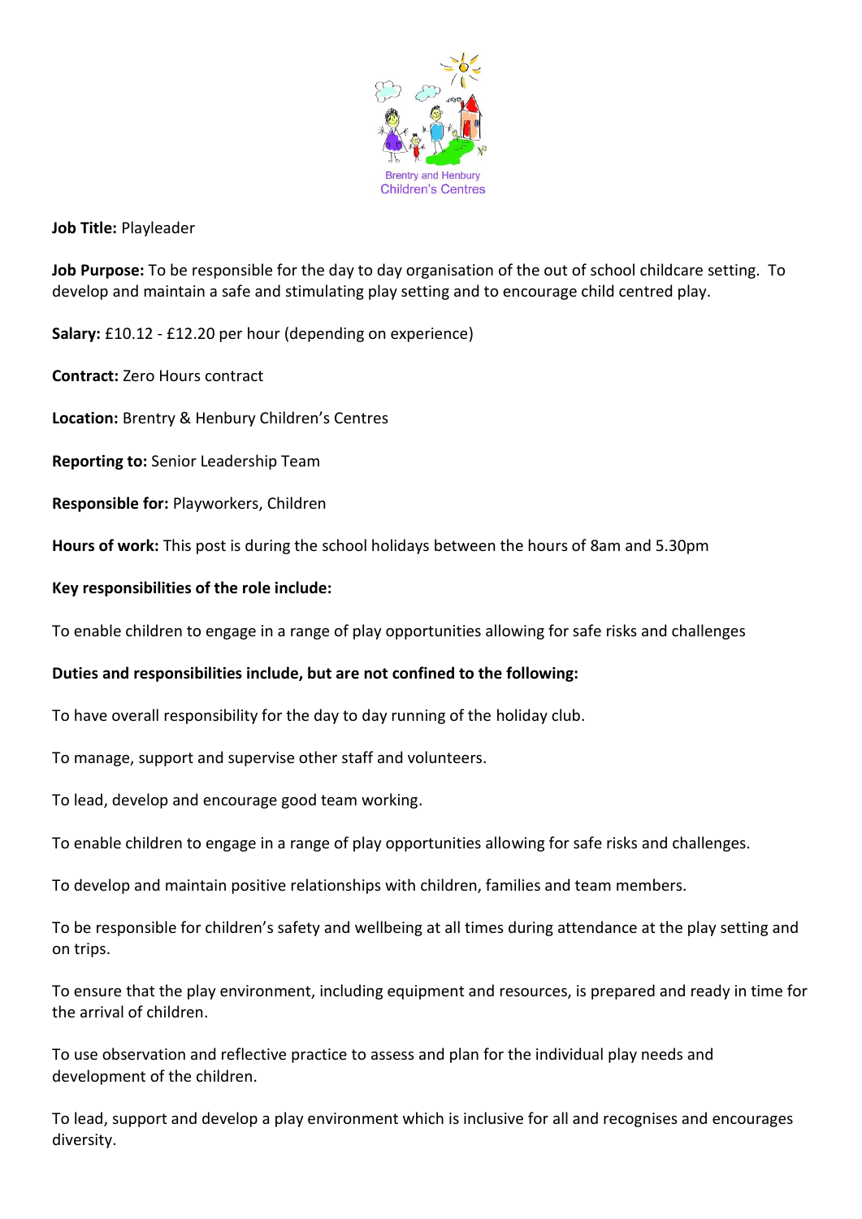Brentry and Henbury Children's Centres

**Job Title:** Playleader

**Job Purpose:** To be responsible for the day to day organisation of the out of school childcare setting. To develop and maintain a safe and stimulating play setting and to encourage child centred play.

**Salary:** £10.12 - £12.20 per hour (depending on experience)

**Contract:** Zero Hours contract

**Location:** Brentry & Henbury Children's Centres

**Reporting to:** Senior Leadership Team

**Responsible for:** Playworkers, Children

**Hours of work:** This post is during the school holidays between the hours of 8am and 5.30pm

**Key responsibilities of the role include:**

To enable children to engage in a range of play opportunities allowing for safe risks and challenges

**Duties and responsibilities include, but are not confined to the following:**

To have overall responsibility for the day to day running of the holiday club.

To manage, support and supervise other staff and volunteers.

To lead, develop and encourage good team working.

To enable children to engage in a range of play opportunities allowing for safe risks and challenges.

To develop and maintain positive relationships with children, families and team members.

To be responsible for children's safety and wellbeing at all times during attendance at the play setting and on trips.

To ensure that the play environment, including equipment and resources, is prepared and ready in time for the arrival of children.

To use observation and reflective practice to assess and plan for the individual play needs and development of the children.

To lead, support and develop a play environment which is inclusive for all and recognises and encourages diversity.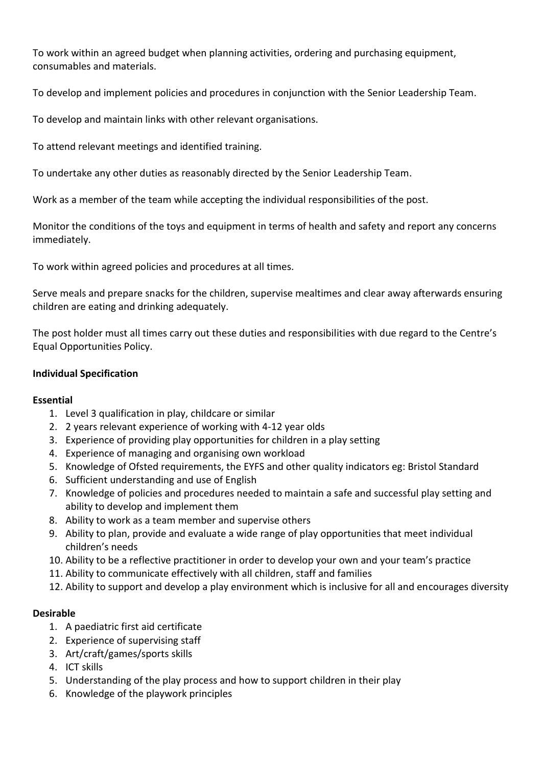To work within an agreed budget when planning activities, ordering and purchasing equipment, consumables and materials.

To develop and implement policies and procedures in conjunction with the Senior Leadership Team.

To develop and maintain links with other relevant organisations.

To attend relevant meetings and identified training.

To undertake any other duties as reasonably directed by the Senior Leadership Team.

Work as a member of the team while accepting the individual responsibilities of the post.

Monitor the conditions of the toys and equipment in terms of health and safety and report any concerns immediately.

To work within agreed policies and procedures at all times.

Serve meals and prepare snacks for the children, supervise mealtimes and clear away afterwards ensuring children are eating and drinking adequately.

The post holder must all times carry out these duties and responsibilities with due regard to the Centre's Equal Opportunities Policy.

**Individual Specification**

**Essential**

1. Level 3 qualification in play, childcare or similar
2. 2 years relevant experience of working with 4-12 year olds
3. Experience of providing play opportunities for children in a play setting
4. Experience of managing and organising own workload
5. Knowledge of Ofsted requirements, the EYFS and other quality indicators eg: Bristol Standard
6. Sufficient understanding and use of English
7. Knowledge of policies and procedures needed to maintain a safe and successful play setting and ability to develop and implement them
8. Ability to work as a team member and supervise others
9. Ability to plan, provide and evaluate a wide range of play opportunities that meet individual children's needs
10. Ability to be a reflective practitioner in order to develop your own and your team's practice
11. Ability to communicate effectively with all children, staff and families
12. Ability to support and develop a play environment which is inclusive for all and encourages diversity

**Desirable**

1. A paediatric first aid certificate
2. Experience of supervising staff
3. Art/craft/games/sports skills
4. ICT skills
5. Understanding of the play process and how to support children in their play
6. Knowledge of the playwork principles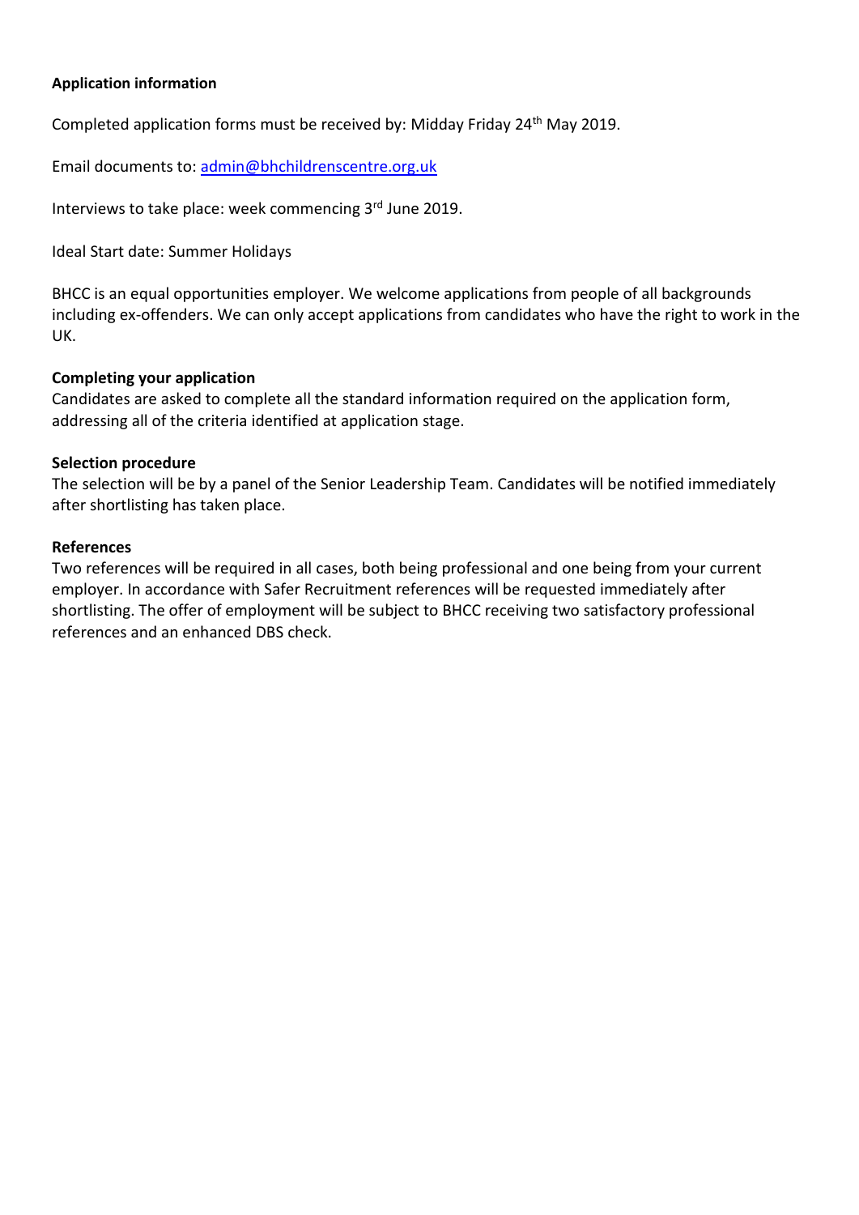**Application information**

Completed application forms must be received by: Midday Friday 24th May 2019.

Email documents to: [admin@bhchildrenscentre.org.uk](mailto:admin@bhchildrenscentre.org.uk)

Interviews to take place: week commencing 3rd June 2019.

Ideal Start date: Summer Holidays

BHCC is an equal opportunities employer. We welcome applications from people of all backgrounds including ex-offenders. We can only accept applications from candidates who have the right to work in the UK.

**Completing your application**

Candidates are asked to complete all the standard information required on the application form, addressing all of the criteria identified at application stage.

**Selection procedure**

The selection will be by a panel of the Senior Leadership Team. Candidates will be notified immediately after shortlisting has taken place.

**References**

Two references will be required in all cases, both being professional and one being from your current employer. In accordance with Safer Recruitment references will be requested immediately after shortlisting. The offer of employment will be subject to BHCC receiving two satisfactory professional references and an enhanced DBS check.